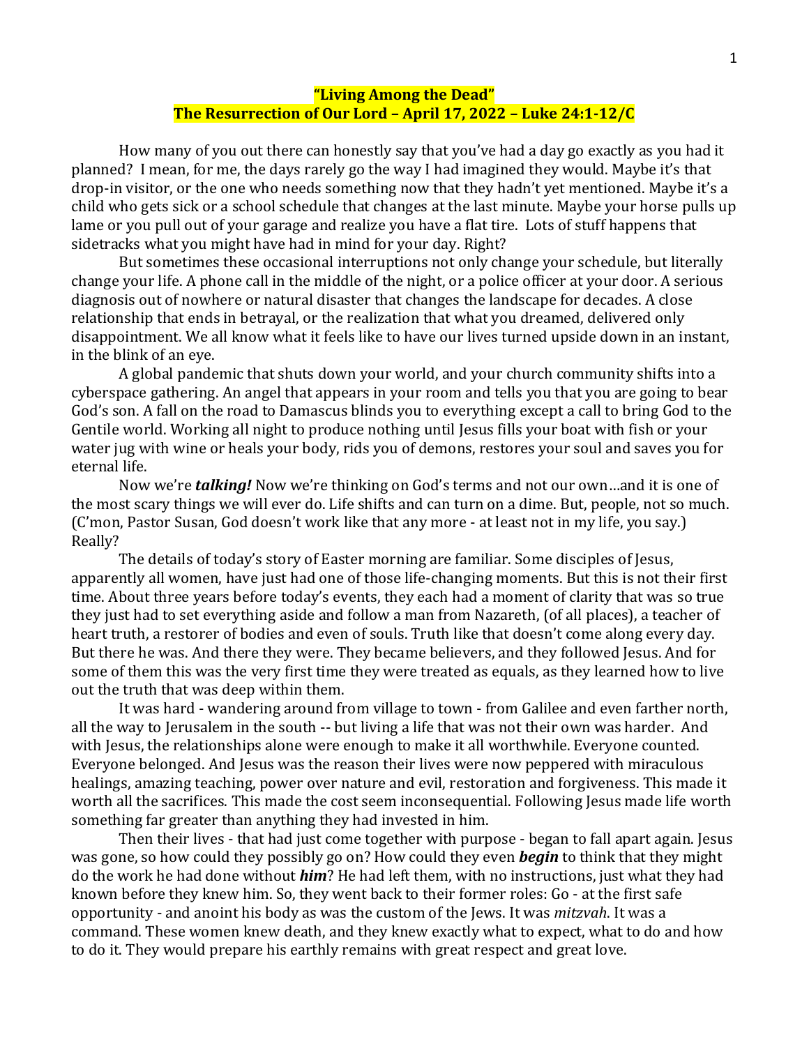**"Living Among the Dead"**
**The Resurrection of Our Lord – April 17, 2022 – Luke 24:1-12/C**

How many of you out there can honestly say that you've had a day go exactly as you had it planned? I mean, for me, the days rarely go the way I had imagined they would. Maybe it's that drop-in visitor, or the one who needs something now that they hadn't yet mentioned. Maybe it's a child who gets sick or a school schedule that changes at the last minute. Maybe your horse pulls up lame or you pull out of your garage and realize you have a flat tire. Lots of stuff happens that sidetracks what you might have had in mind for your day. Right?

But sometimes these occasional interruptions not only change your schedule, but literally change your life. A phone call in the middle of the night, or a police officer at your door. A serious diagnosis out of nowhere or natural disaster that changes the landscape for decades. A close relationship that ends in betrayal, or the realization that what you dreamed, delivered only disappointment. We all know what it feels like to have our lives turned upside down in an instant, in the blink of an eye.

A global pandemic that shuts down your world, and your church community shifts into a cyberspace gathering. An angel that appears in your room and tells you that you are going to bear God's son. A fall on the road to Damascus blinds you to everything except a call to bring God to the Gentile world. Working all night to produce nothing until Jesus fills your boat with fish or your water jug with wine or heals your body, rids you of demons, restores your soul and saves you for eternal life.

Now we're ***talking!*** Now we're thinking on God's terms and not our own…and it is one of the most scary things we will ever do. Life shifts and can turn on a dime. But, people, not so much. (C'mon, Pastor Susan, God doesn't work like that any more - at least not in my life, you say.) Really?

The details of today's story of Easter morning are familiar. Some disciples of Jesus, apparently all women, have just had one of those life-changing moments. But this is not their first time. About three years before today's events, they each had a moment of clarity that was so true they just had to set everything aside and follow a man from Nazareth, (of all places), a teacher of heart truth, a restorer of bodies and even of souls. Truth like that doesn't come along every day. But there he was. And there they were. They became believers, and they followed Jesus. And for some of them this was the very first time they were treated as equals, as they learned how to live out the truth that was deep within them.

It was hard - wandering around from village to town - from Galilee and even farther north, all the way to Jerusalem in the south -- but living a life that was not their own was harder. And with Jesus, the relationships alone were enough to make it all worthwhile. Everyone counted. Everyone belonged. And Jesus was the reason their lives were now peppered with miraculous healings, amazing teaching, power over nature and evil, restoration and forgiveness. This made it worth all the sacrifices. This made the cost seem inconsequential. Following Jesus made life worth something far greater than anything they had invested in him.

Then their lives - that had just come together with purpose - began to fall apart again. Jesus was gone, so how could they possibly go on? How could they even ***begin*** to think that they might do the work he had done without ***him***? He had left them, with no instructions, just what they had known before they knew him. So, they went back to their former roles: Go - at the first safe opportunity - and anoint his body as was the custom of the Jews. It was *mitzvah*. It was a command. These women knew death, and they knew exactly what to expect, what to do and how to do it. They would prepare his earthly remains with great respect and great love.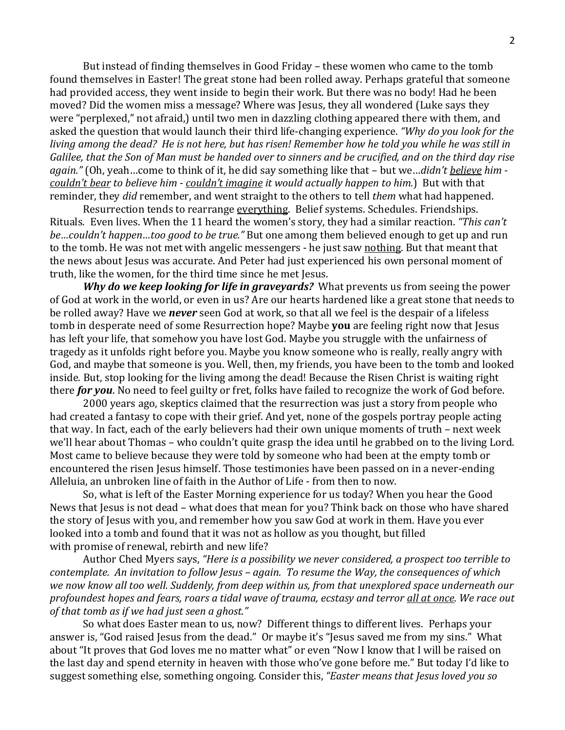But instead of finding themselves in Good Friday – these women who came to the tomb found themselves in Easter! The great stone had been rolled away. Perhaps grateful that someone had provided access, they went inside to begin their work. But there was no body! Had he been moved? Did the women miss a message? Where was Jesus, they all wondered (Luke says they were "perplexed," not afraid,) until two men in dazzling clothing appeared there with them, and asked the question that would launch their third life-changing experience. *"Why do you look for the living among the dead? He is not here, but has risen! Remember how he told you while he was still in Galilee, that the Son of Man must be handed over to sinners and be crucified, and on the third day rise again."* (Oh, yeah…come to think of it, he did say something like that – but we…*didn't <u>believe</u> him - <u>couldn't bear</u> to believe him - <u>couldn't imagine</u> it would actually happen to him.*) But with that reminder, they *did* remember, and went straight to the others to tell *them* what had happened.

Resurrection tends to rearrange <u>everything</u>. Belief systems. Schedules. Friendships. Rituals. Even lives. When the 11 heard the women's story, they had a similar reaction. *"This can't be…couldn't happen…too good to be true."* But one among them believed enough to get up and run to the tomb. He was not met with angelic messengers - he just saw <u>nothing</u>. But that meant that the news about Jesus was accurate. And Peter had just experienced his own personal moment of truth, like the women, for the third time since he met Jesus.

***Why do we keep looking for life in graveyards?*** What prevents us from seeing the power of God at work in the world, or even in us? Are our hearts hardened like a great stone that needs to be rolled away? Have we ***never*** seen God at work, so that all we feel is the despair of a lifeless tomb in desperate need of some Resurrection hope? Maybe **you** are feeling right now that Jesus has left your life, that somehow you have lost God. Maybe you struggle with the unfairness of tragedy as it unfolds right before you. Maybe you know someone who is really, really angry with God, and maybe that someone is you. Well, then, my friends, you have been to the tomb and looked inside. But, stop looking for the living among the dead! Because the Risen Christ is waiting right there ***for you***. No need to feel guilty or fret, folks have failed to recognize the work of God before.

2000 years ago, skeptics claimed that the resurrection was just a story from people who had created a fantasy to cope with their grief. And yet, none of the gospels portray people acting that way. In fact, each of the early believers had their own unique moments of truth – next week we'll hear about Thomas – who couldn't quite grasp the idea until he grabbed on to the living Lord. Most came to believe because they were told by someone who had been at the empty tomb or encountered the risen Jesus himself. Those testimonies have been passed on in a never-ending Alleluia, an unbroken line of faith in the Author of Life - from then to now.

So, what is left of the Easter Morning experience for us today? When you hear the Good News that Jesus is not dead – what does that mean for you? Think back on those who have shared the story of Jesus with you, and remember how you saw God at work in them. Have you ever looked into a tomb and found that it was not as hollow as you thought, but filled with promise of renewal, rebirth and new life?

Author Ched Myers says, *"Here is a possibility we never considered, a prospect too terrible to contemplate. An invitation to follow Jesus – again. To resume the Way, the consequences of which we now know all too well. Suddenly, from deep within us, from that unexplored space underneath our profoundest hopes and fears, roars a tidal wave of trauma, ecstasy and terror <u>all at once</u>. We race out of that tomb as if we had just seen a ghost."*

So what does Easter mean to us, now? Different things to different lives. Perhaps your answer is, "God raised Jesus from the dead." Or maybe it's "Jesus saved me from my sins." What about "It proves that God loves me no matter what" or even "Now I know that I will be raised on the last day and spend eternity in heaven with those who've gone before me." But today I'd like to suggest something else, something ongoing. Consider this, *"Easter means that Jesus loved you so*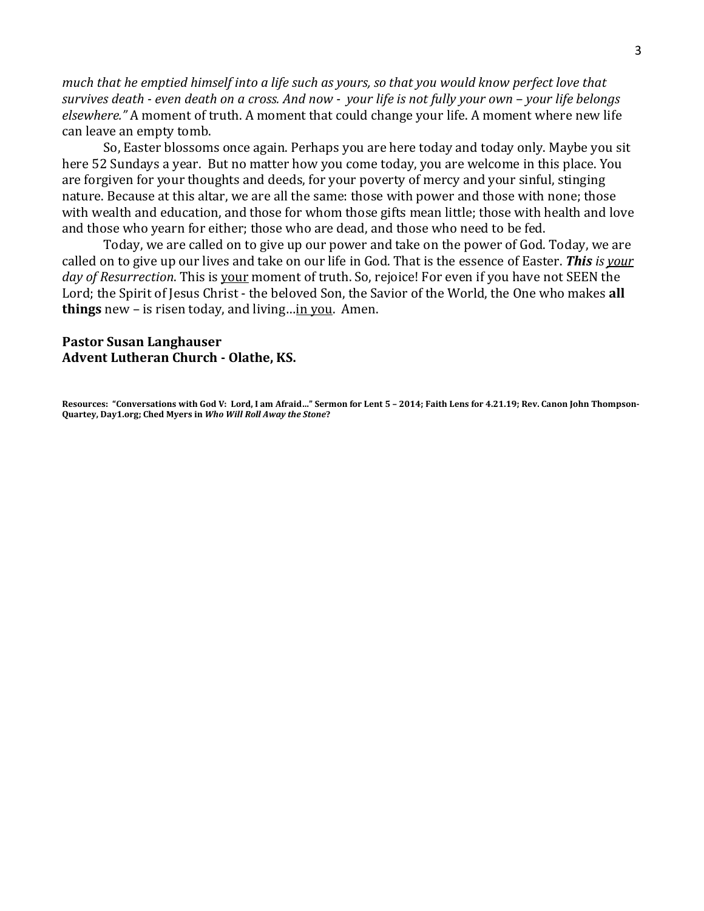*much that he emptied himself into a life such as yours, so that you would know perfect love that survives death - even death on a cross. And now - your life is not fully your own – your life belongs elsewhere."* A moment of truth. A moment that could change your life. A moment where new life can leave an empty tomb.

So, Easter blossoms once again. Perhaps you are here today and today only. Maybe you sit here 52 Sundays a year. But no matter how you come today, you are welcome in this place. You are forgiven for your thoughts and deeds, for your poverty of mercy and your sinful, stinging nature. Because at this altar, we are all the same: those with power and those with none; those with wealth and education, and those for whom those gifts mean little; those with health and love and those who yearn for either; those who are dead, and those who need to be fed.

Today, we are called on to give up our power and take on the power of God. Today, we are called on to give up our lives and take on our life in God. That is the essence of Easter. ***This*** *is <u>your</u> day of Resurrection*. This is <u>your</u> moment of truth. So, rejoice! For even if you have not SEEN the Lord; the Spirit of Jesus Christ - the beloved Son, the Savior of the World, the One who makes **all things** new – is risen today, and living…<u>in you</u>. Amen.

**Pastor Susan Langhauser**
**Advent Lutheran Church - Olathe, KS.**

**Resources: "Conversations with God V: Lord, I am Afraid…" Sermon for Lent 5 – 2014; Faith Lens for 4.21.19; Rev. Canon John Thompson-Quartey, Day1.org; Ched Myers in *Who Will Roll Away the Stone*?**